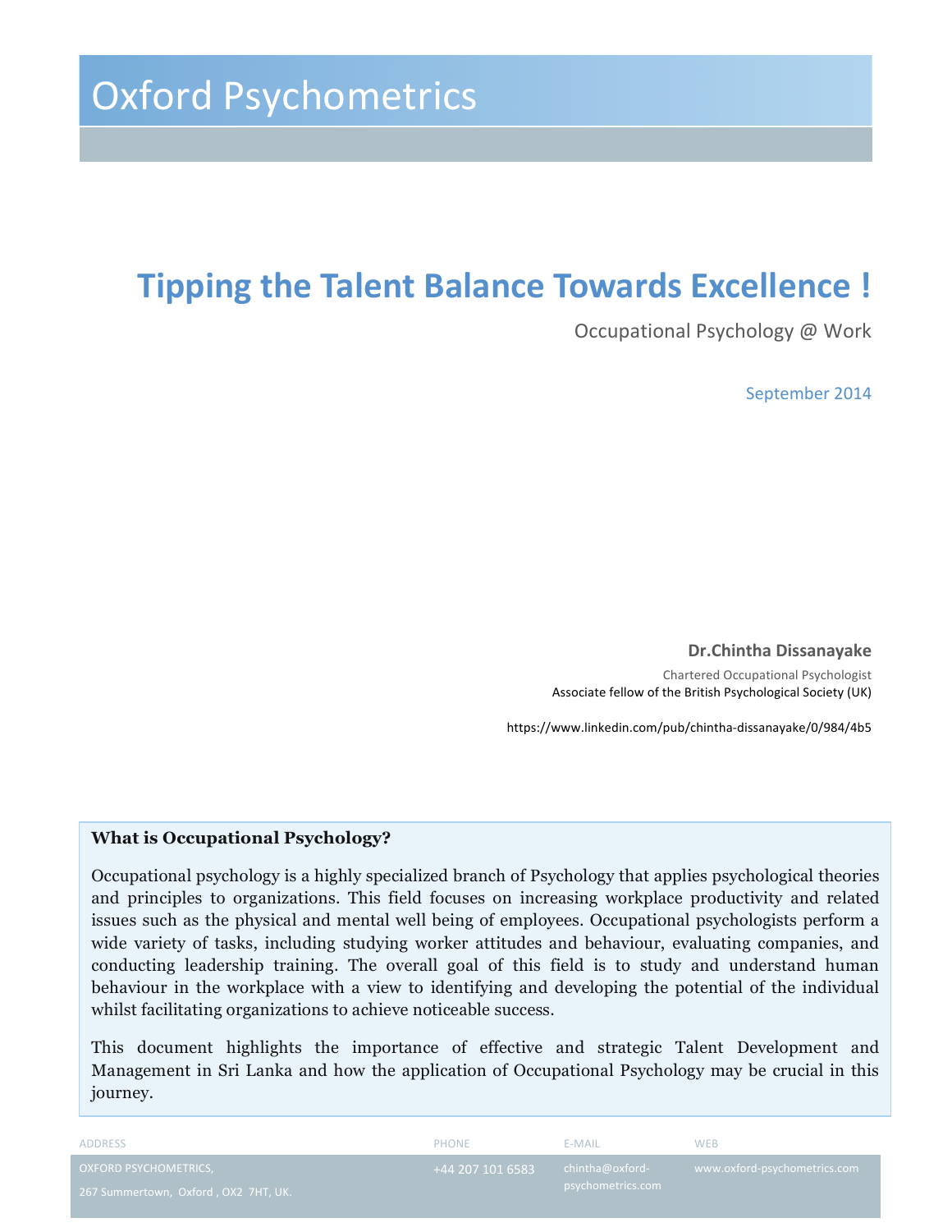# Oxford Psychometrics

## Tipping the Talent Balance Towards Excellence !

Occupational Psychology @ Work

September 2014

**Dr.Chintha Dissanayake**

Chartered Occupational Psychologist

Associate fellow of the British Psychological Society (UK)

https://www.linkedin.com/pub/chintha-dissanayake/0/984/4b5

### What is Occupational Psychology?

Occupational psychology is a highly specialized branch of Psychology that applies psychological theories and principles to organizations. This field focuses on increasing workplace productivity and related issues such as the physical and mental well being of employees. Occupational psychologists perform a wide variety of tasks, including studying worker attitudes and behaviour, evaluating companies, and conducting leadership training. The overall goal of this field is to study and understand human behaviour in the workplace with a view to identifying and developing the potential of the individual whilst facilitating organizations to achieve noticeable success.

This document highlights the importance of effective and strategic Talent Development and Management in Sri Lanka and how the application of Occupational Psychology may be crucial in this journey.

| ADDRESS | PHONE | E-MAIL | WEB |
|---|---|---|---|
| OXFORD PSYCHOMETRICS, 267 Summertown, Oxford , OX2 7HT, UK. | +44 207 101 6583 | chintha@oxford-psychometrics.com | www.oxford-psychometrics.com |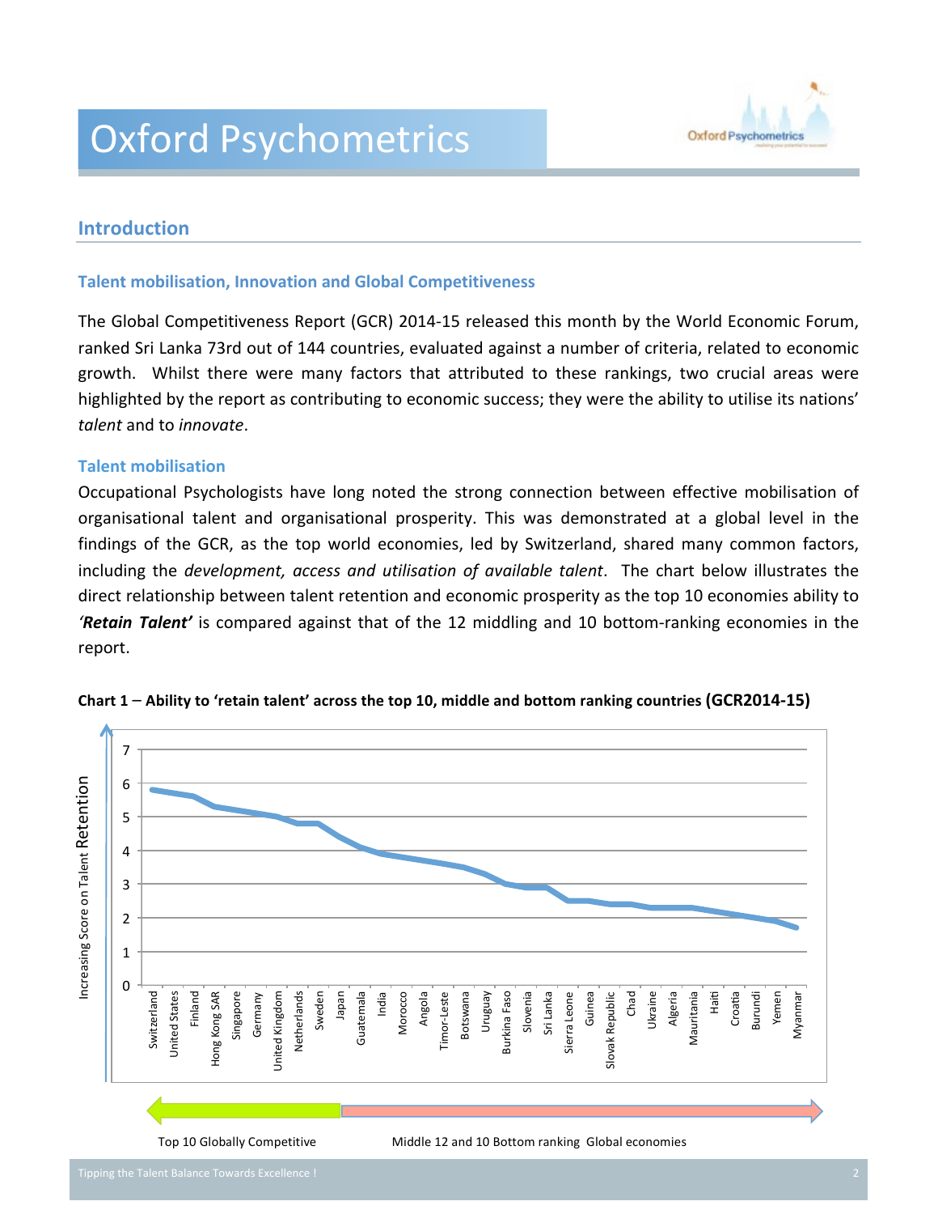## Introduction

### Talent mobilisation, Innovation and Global Competitiveness

The Global Competitiveness Report (GCR) 2014-15 released this month by the World Economic Forum, ranked Sri Lanka 73rd out of 144 countries, evaluated against a number of criteria, related to economic growth. Whilst there were many factors that attributed to these rankings, two crucial areas were highlighted by the report as contributing to economic success; they were the ability to utilise its nations' *talent* and to *innovate*.

### Talent mobilisation

Occupational Psychologists have long noted the strong connection between effective mobilisation of organisational talent and organisational prosperity. This was demonstrated at a global level in the findings of the GCR, as the top world economies, led by Switzerland, shared many common factors, including the *development, access and utilisation of available talent*. The chart below illustrates the direct relationship between talent retention and economic prosperity as the top 10 economies ability to ***'Retain Talent'*** is compared against that of the 12 middling and 10 bottom-ranking economies in the report.

**Chart 1 – Ability to 'retain talent' across the top 10, middle and bottom ranking countries (GCR2014-15)**

Increasing Score on Talent Retention

Switzerland, United States, Finland, Hong Kong SAR, Singapore, Germany, United Kingdom, Netherlands, Sweden, Japan, Guatemala, India, Morocco, Angola, Timor-Leste, Botswana, Uruguay, Burkina Faso, Slovenia, Sri Lanka, Sierra Leone, Guinea, Slovak Republic, Chad, Ukraine, Algeria, Mauritania, Haiti, Croatia, Burundi, Yemen, Myanmar

Top 10 Globally Competitive

Middle 12 and 10 Bottom ranking Global economies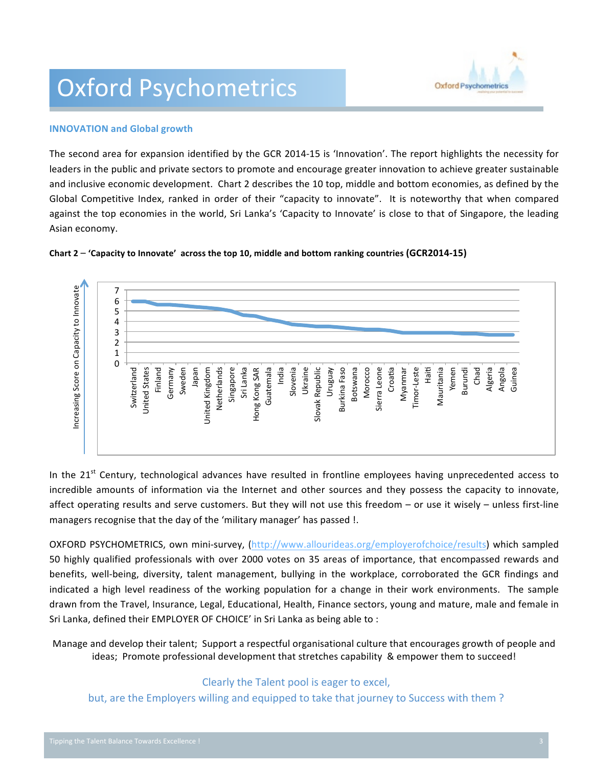# Oxford Psychometrics

## INNOVATION and Global growth

The second area for expansion identified by the GCR 2014-15 is 'Innovation'. The report highlights the necessity for leaders in the public and private sectors to promote and encourage greater innovation to achieve greater sustainable and inclusive economic development. Chart 2 describes the 10 top, middle and bottom economies, as defined by the Global Competitive Index, ranked in order of their "capacity to innovate". It is noteworthy that when compared against the top economies in the world, Sri Lanka's 'Capacity to Innovate' is close to that of Singapore, the leading Asian economy.

**Chart 2 – 'Capacity to Innovate' across the top 10, middle and bottom ranking countries (GCR2014-15)**

Increasing Score on Capacity to Innovate

7
6
5
4
3
2
1
0

Switzerland
United States
Finland
Germany
Sweden
Japan
United Kingdom
Netherlands
Singapore
Sri Lanka
Hong Kong SAR
Guatemala
India
Slovenia
Ukraine
Slovak Republic
Uruguay
Burkina Faso
Botswana
Morocco
Sierra Leone
Croatia
Myanmar
Timor-Leste
Haiti
Mauritania
Yemen
Burundi
Chad
Algeria
Angola
Guinea

In the 21st Century, technological advances have resulted in frontline employees having unprecedented access to incredible amounts of information via the Internet and other sources and they possess the capacity to innovate, affect operating results and serve customers. But they will not use this freedom – or use it wisely – unless first-line managers recognise that the day of the 'military manager' has passed !.

OXFORD PSYCHOMETRICS, own mini-survey, (http://www.allourideas.org/employerofchoice/results) which sampled 50 highly qualified professionals with over 2000 votes on 35 areas of importance, that encompassed rewards and benefits, well-being, diversity, talent management, bullying in the workplace, corroborated the GCR findings and indicated a high level readiness of the working population for a change in their work environments. The sample drawn from the Travel, Insurance, Legal, Educational, Health, Finance sectors, young and mature, male and female in Sri Lanka, defined their EMPLOYER OF CHOICE' in Sri Lanka as being able to :

Manage and develop their talent; Support a respectful organisational culture that encourages growth of people and ideas; Promote professional development that stretches capability & empower them to succeed!

Clearly the Talent pool is eager to excel,
but, are the Employers willing and equipped to take that journey to Success with them ?